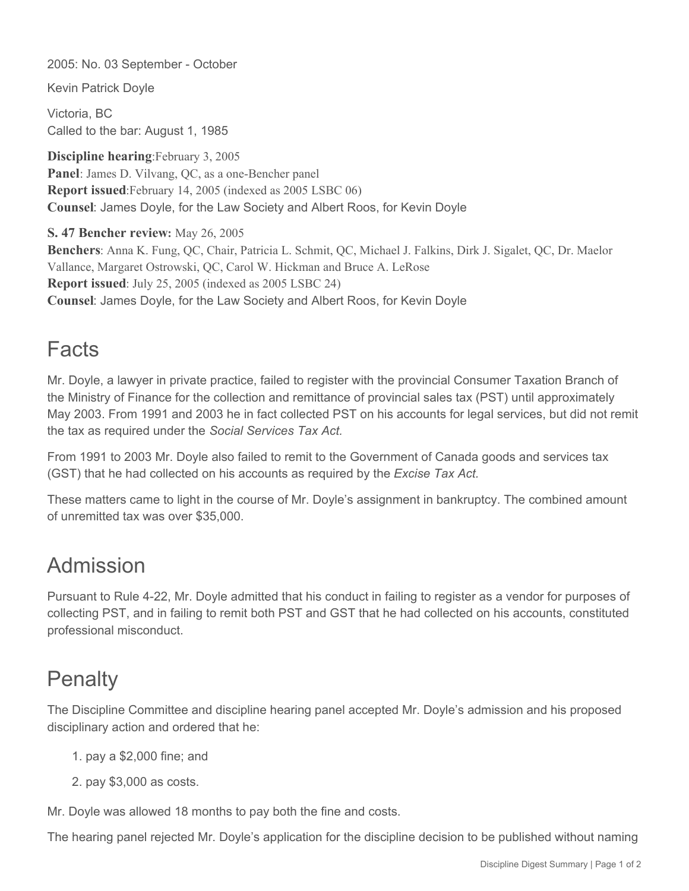2005: No. 03 September - October

Kevin Patrick Doyle

Victoria, BC
Called to the bar: August 1, 1985

**Discipline hearing**:February 3, 2005
**Panel**: James D. Vilvang, QC, as a one-Bencher panel
**Report issued**:February 14, 2005 (indexed as 2005 LSBC 06)
**Counsel**: James Doyle, for the Law Society and Albert Roos, for Kevin Doyle

**S. 47 Bencher review:** May 26, 2005
**Benchers**: Anna K. Fung, QC, Chair, Patricia L. Schmit, QC, Michael J. Falkins, Dirk J. Sigalet, QC, Dr. Maelor Vallance, Margaret Ostrowski, QC, Carol W. Hickman and Bruce A. LeRose
**Report issued**: July 25, 2005 (indexed as 2005 LSBC 24)
**Counsel**: James Doyle, for the Law Society and Albert Roos, for Kevin Doyle

## Facts

Mr. Doyle, a lawyer in private practice, failed to register with the provincial Consumer Taxation Branch of the Ministry of Finance for the collection and remittance of provincial sales tax (PST) until approximately May 2003. From 1991 and 2003 he in fact collected PST on his accounts for legal services, but did not remit the tax as required under the *Social Services Tax Act.*

From 1991 to 2003 Mr. Doyle also failed to remit to the Government of Canada goods and services tax (GST) that he had collected on his accounts as required by the *Excise Tax Act*.

These matters came to light in the course of Mr. Doyle's assignment in bankruptcy. The combined amount of unremitted tax was over $35,000.

## Admission

Pursuant to Rule 4-22, Mr. Doyle admitted that his conduct in failing to register as a vendor for purposes of collecting PST, and in failing to remit both PST and GST that he had collected on his accounts, constituted professional misconduct.

## Penalty

The Discipline Committee and discipline hearing panel accepted Mr. Doyle's admission and his proposed disciplinary action and ordered that he:

1. pay a $2,000 fine; and
2. pay $3,000 as costs.

Mr. Doyle was allowed 18 months to pay both the fine and costs.

The hearing panel rejected Mr. Doyle's application for the discipline decision to be published without naming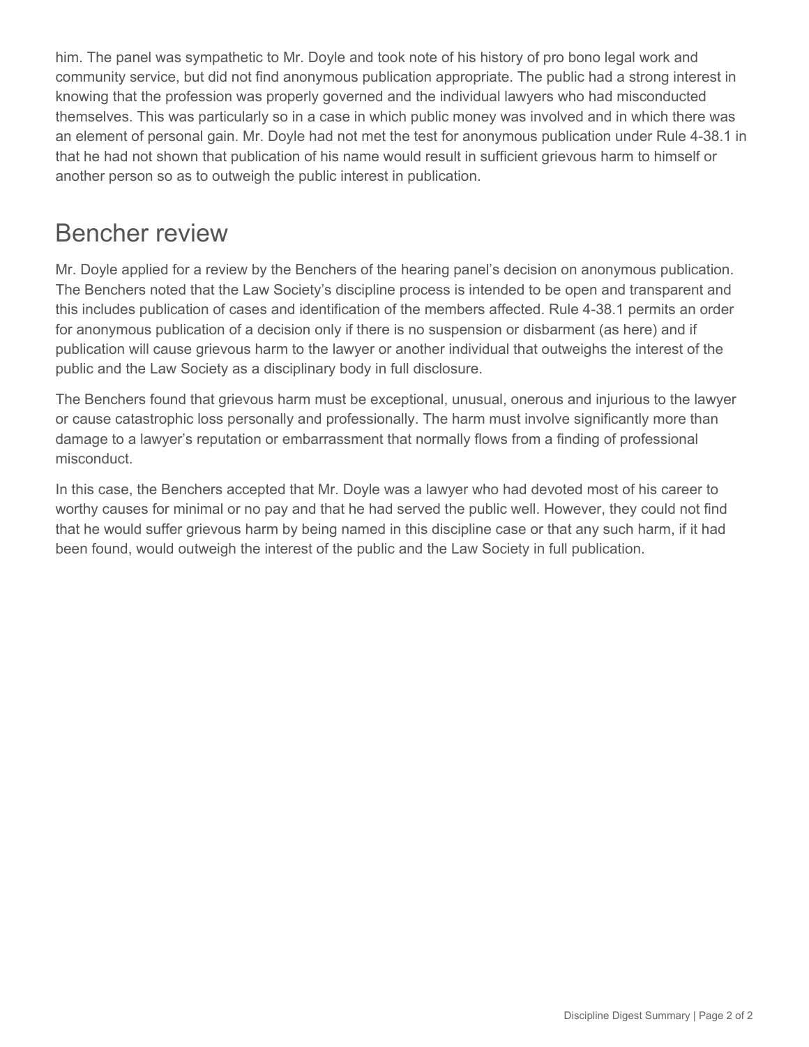him. The panel was sympathetic to Mr. Doyle and took note of his history of pro bono legal work and community service, but did not find anonymous publication appropriate. The public had a strong interest in knowing that the profession was properly governed and the individual lawyers who had misconducted themselves. This was particularly so in a case in which public money was involved and in which there was an element of personal gain. Mr. Doyle had not met the test for anonymous publication under Rule 4-38.1 in that he had not shown that publication of his name would result in sufficient grievous harm to himself or another person so as to outweigh the public interest in publication.

## Bencher review

Mr. Doyle applied for a review by the Benchers of the hearing panel's decision on anonymous publication. The Benchers noted that the Law Society's discipline process is intended to be open and transparent and this includes publication of cases and identification of the members affected. Rule 4-38.1 permits an order for anonymous publication of a decision only if there is no suspension or disbarment (as here) and if publication will cause grievous harm to the lawyer or another individual that outweighs the interest of the public and the Law Society as a disciplinary body in full disclosure.

The Benchers found that grievous harm must be exceptional, unusual, onerous and injurious to the lawyer or cause catastrophic loss personally and professionally. The harm must involve significantly more than damage to a lawyer's reputation or embarrassment that normally flows from a finding of professional misconduct.

In this case, the Benchers accepted that Mr. Doyle was a lawyer who had devoted most of his career to worthy causes for minimal or no pay and that he had served the public well. However, they could not find that he would suffer grievous harm by being named in this discipline case or that any such harm, if it had been found, would outweigh the interest of the public and the Law Society in full publication.